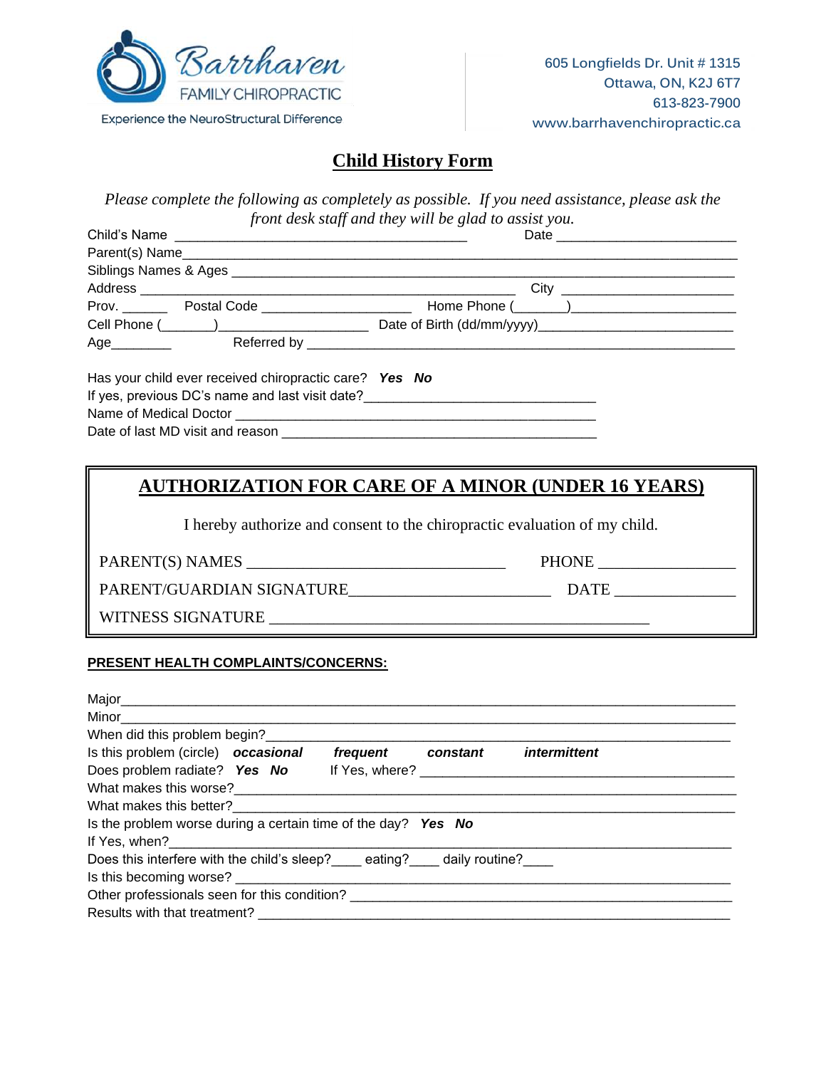Barrhaven FAMILY CHIROPRACTIC

Experience the NeuroStructural Difference

605 Longfields Dr. Unit # 1315
Ottawa, ON, K2J 6T7
613-823-7900
www.barrhavenchiropractic.ca

# Child History Form

*Please complete the following as completely as possible. If you need assistance, please ask the front desk staff and they will be glad to assist you.*

Child's Name ________________________________________ Date ________________________

Parent(s) Name___________________________________________________________________________

Siblings Names & Ages ____________________________________________________________________

Address ____________________________________________________ City ________________________

Prov. ______ Postal Code ____________________ Home Phone (_______)______________________

Cell Phone (_______)____________________ Date of Birth (dd/mm/yyyy)_________________________

Age________ Referred by _________________________________________________________

Has your child ever received chiropractic care? ***Yes No***

If yes, previous DC's name and last visit date?________________________________

Name of Medical Doctor ___________________________________________________

Date of last MD visit and reason ____________________________________________

## AUTHORIZATION FOR CARE OF A MINOR (UNDER 16 YEARS)

I hereby authorize and consent to the chiropractic evaluation of my child.

PARENT(S) NAMES _______________________________ PHONE ________________

PARENT/GUARDIAN SIGNATURE________________________ DATE _______________

WITNESS SIGNATURE _______________________________________________

**PRESENT HEALTH COMPLAINTS/CONCERNS:**

Major___________________________________________________________________________________

Minor___________________________________________________________________________________

When did this problem begin?______________________________________________________________

Is this problem (circle) ***occasional*** ***frequent*** ***constant*** ***intermittent***

Does problem radiate? ***Yes No*** If Yes, where? _________________________________________

What makes this worse?___________________________________________________________________

What makes this better?___________________________________________________________________

Is the problem worse during a certain time of the day? ***Yes No***

If Yes, when?____________________________________________________________________________

Does this interfere with the child's sleep?____ eating?____ daily routine?____

Is this becoming worse? __________________________________________________________________

Other professionals seen for this condition? ___________________________________________________

Results with that treatment? _______________________________________________________________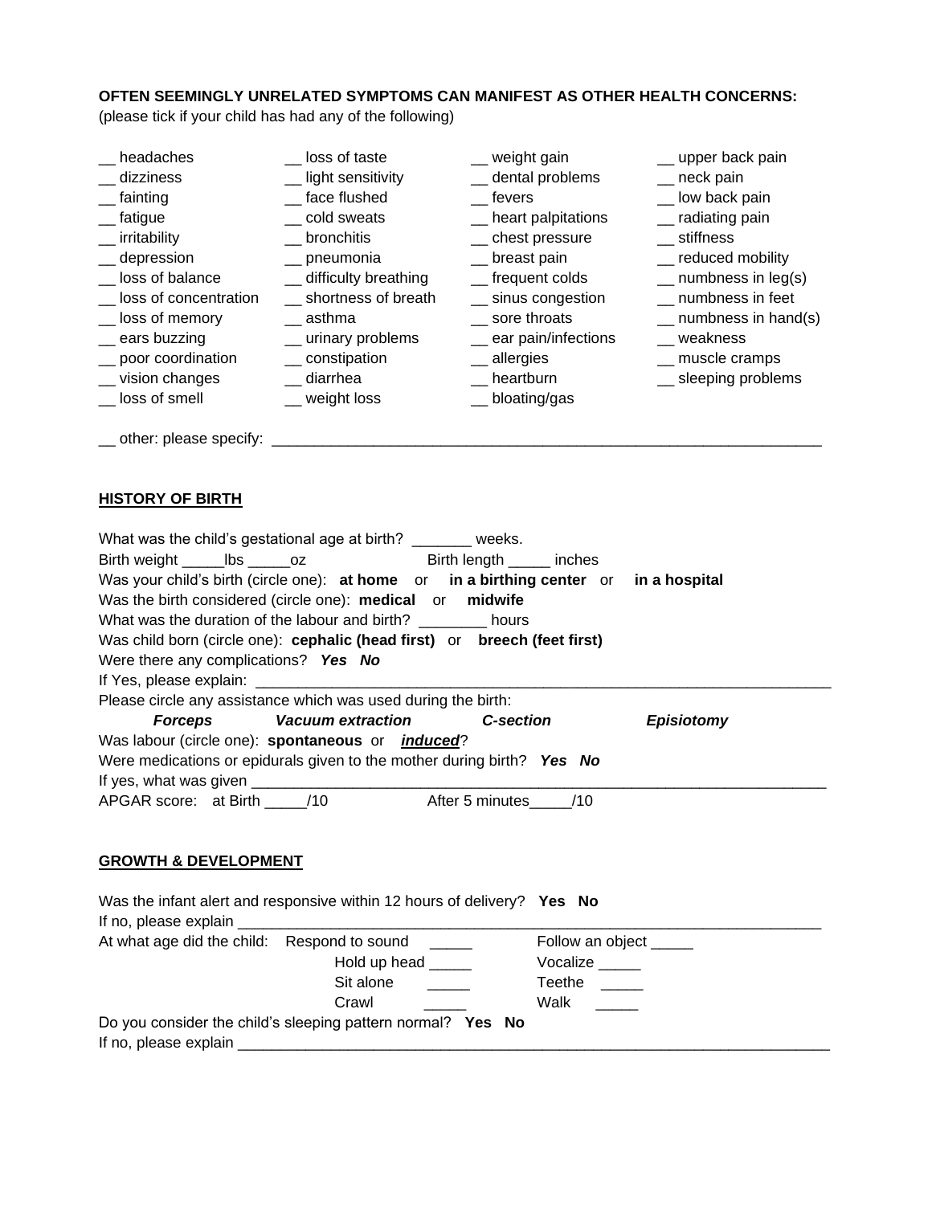**OFTEN SEEMINGLY UNRELATED SYMPTOMS CAN MANIFEST AS OTHER HEALTH CONCERNS:**
(please tick if your child has had any of the following)

| | | | |
|---|---|---|---|
| __ headaches | __ loss of taste | __ weight gain | __ upper back pain |
| __ dizziness | __ light sensitivity | __ dental problems | __ neck pain |
| __ fainting | __ face flushed | __ fevers | __ low back pain |
| __ fatigue | __ cold sweats | __ heart palpitations | __ radiating pain |
| __ irritability | __ bronchitis | __ chest pressure | __ stiffness |
| __ depression | __ pneumonia | __ breast pain | __ reduced mobility |
| __ loss of balance | __ difficulty breathing | __ frequent colds | __ numbness in leg(s) |
| __ loss of concentration | __ shortness of breath | __ sinus congestion | __ numbness in feet |
| __ loss of memory | __ asthma | __ sore throats | __ numbness in hand(s) |
| __ ears buzzing | __ urinary problems | __ ear pain/infections | __ weakness |
| __ poor coordination | __ constipation | __ allergies | __ muscle cramps |
| __ vision changes | __ diarrhea | __ heartburn | __ sleeping problems |
| __ loss of smell | __ weight loss | __ bloating/gas | |

__ other: please specify: ____________________________________________________________________

## HISTORY OF BIRTH

What was the child's gestational age at birth? _______ weeks.

Birth weight _____lbs _____oz Birth length _____ inches

Was your child's birth (circle one): **at home** or **in a birthing center** or **in a hospital**

Was the birth considered (circle one): **medical** or **midwife**

What was the duration of the labour and birth? ________ hours

Was child born (circle one): **cephalic (head first)** or **breech (feet first)**

Were there any complications? ***Yes No***

If Yes, please explain: ____________________________________________________________________

Please circle any assistance which was used during the birth:

***Forceps*** ***Vacuum extraction*** ***C-section*** ***Episiotomy***

Was labour (circle one): **spontaneous** or ***induced***?

Were medications or epidurals given to the mother during birth? ***Yes No***

If yes, what was given ____________________________________________________________________

APGAR score: at Birth _____/10 After 5 minutes_____/10

## GROWTH & DEVELOPMENT

Was the infant alert and responsive within 12 hours of delivery? **Yes No**

If no, please explain ____________________________________________________________________

At what age did the child: Respond to sound _____ Follow an object _____

Hold up head _____ Vocalize _____

Sit alone _____ Teethe _____

Crawl _____ Walk _____

Do you consider the child's sleeping pattern normal? **Yes No**

If no, please explain ____________________________________________________________________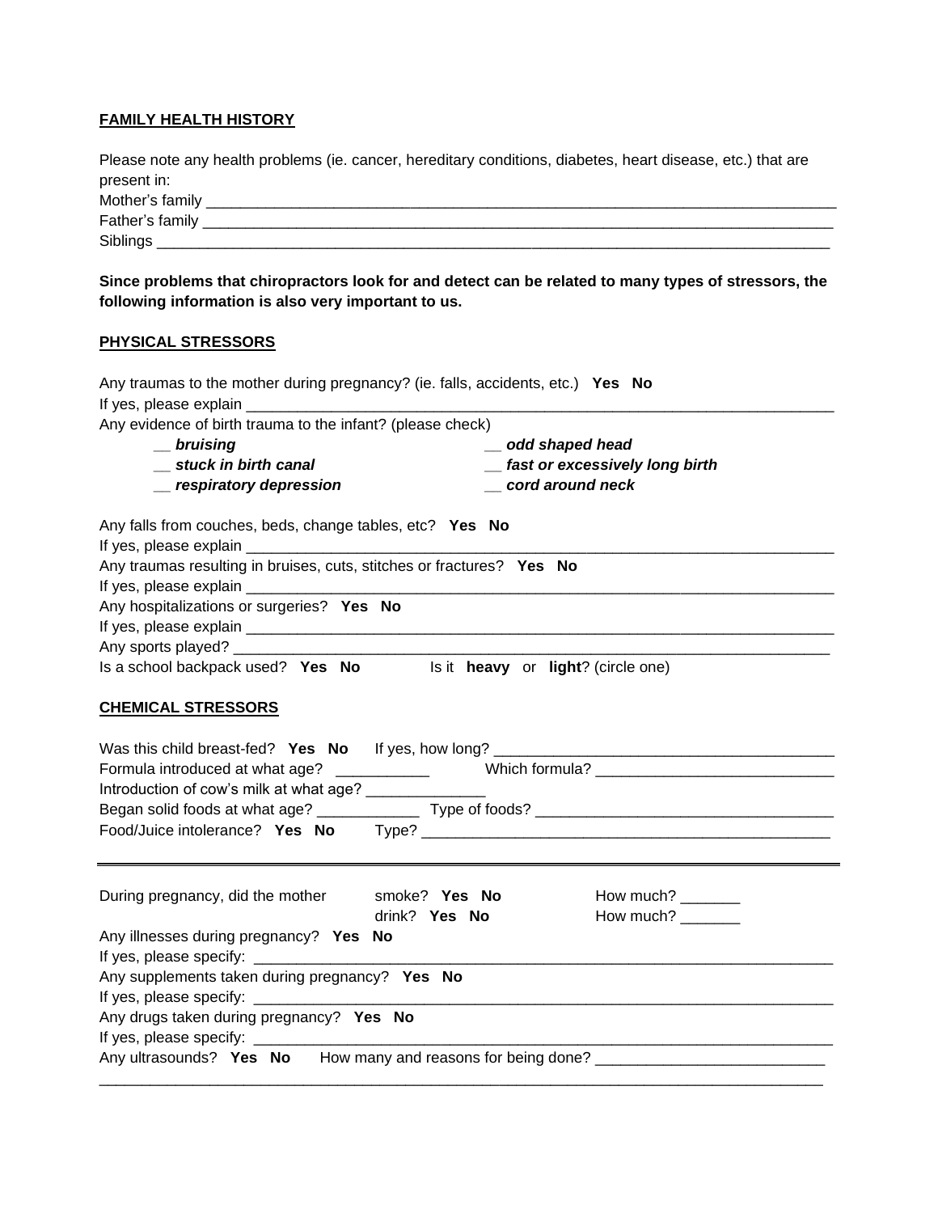**FAMILY HEALTH HISTORY**

Please note any health problems (ie. cancer, hereditary conditions, diabetes, heart disease, etc.) that are present in:

Mother's family ____________________________________________________________

Father's family ____________________________________________________________

Siblings ____________________________________________________________

**Since problems that chiropractors look for and detect can be related to many types of stressors, the following information is also very important to us.**

**PHYSICAL STRESSORS**

Any traumas to the mother during pregnancy? (ie. falls, accidents, etc.) **Yes No**

If yes, please explain ____________________________________________________________

Any evidence of birth trauma to the infant? (please check)

- __ ***bruising***
- __ ***odd shaped head***
- __ ***stuck in birth canal***
- __ ***fast or excessively long birth***
- __ ***respiratory depression***
- __ ***cord around neck***

Any falls from couches, beds, change tables, etc? **Yes No**

If yes, please explain ____________________________________________________________

Any traumas resulting in bruises, cuts, stitches or fractures? **Yes No**

If yes, please explain ____________________________________________________________

Any hospitalizations or surgeries? **Yes No**

If yes, please explain ____________________________________________________________

Any sports played? ____________________________________________________________

Is a school backpack used? **Yes No** Is it **heavy** or **light**? (circle one)

**CHEMICAL STRESSORS**

Was this child breast-fed? **Yes No** If yes, how long? ______________________________

Formula introduced at what age? ___________ Which formula? ______________________

Introduction of cow's milk at what age? ______________

Began solid foods at what age? ____________ Type of foods? ______________________

Food/Juice intolerance? **Yes No** Type? ______________________________

---

During pregnancy, did the mother smoke? **Yes No** How much? _______

drink? **Yes No** How much? _______

Any illnesses during pregnancy? **Yes No**

If yes, please specify: ____________________________________________________________

Any supplements taken during pregnancy? **Yes No**

If yes, please specify: ____________________________________________________________

Any drugs taken during pregnancy? **Yes No**

If yes, please specify: ____________________________________________________________

Any ultrasounds? **Yes No** How many and reasons for being done? ______________________

____________________________________________________________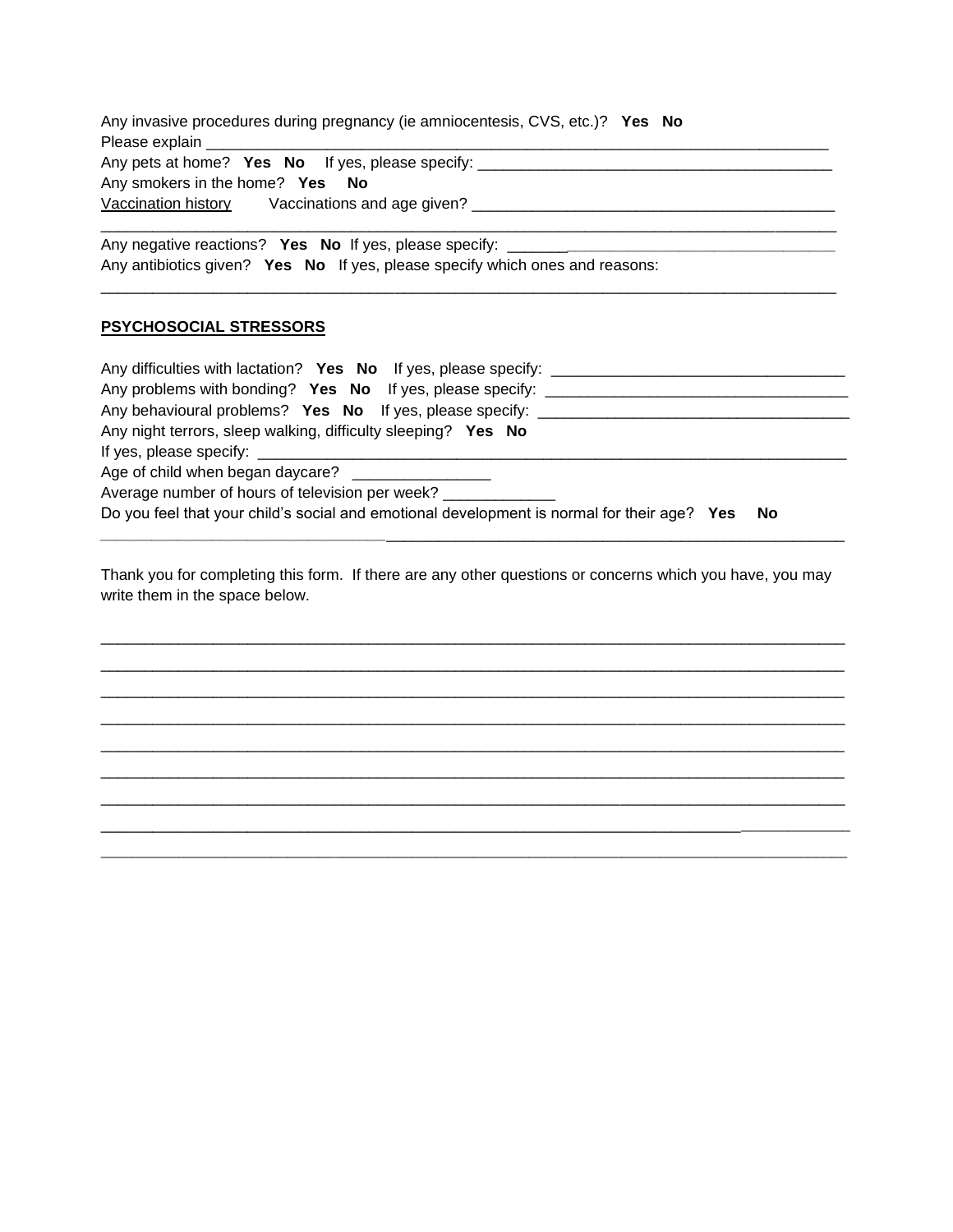Any invasive procedures during pregnancy (ie amniocentesis, CVS, etc.)? **Yes No**
Please explain ___________________________________________________________________________
Any pets at home? **Yes No** If yes, please specify: ___________________________________________
Any smokers in the home? **Yes No**
Vaccination history Vaccinations and age given? _______________________________________________
_______________________________________________________________________________________
Any negative reactions? **Yes No** If yes, please specify: _________________________________________
Any antibiotics given? **Yes No** If yes, please specify which ones and reasons:
_______________________________________________________________________________________

**PSYCHOSOCIAL STRESSORS**

Any difficulties with lactation? **Yes No** If yes, please specify: ___________________________________
Any problems with bonding? **Yes No** If yes, please specify: ______________________________________
Any behavioural problems? **Yes No** If yes, please specify: ______________________________________
Any night terrors, sleep walking, difficulty sleeping? **Yes No**
If yes, please specify: _______________________________________________________________________
Age of child when began daycare? ________________
Average number of hours of television per week? _____________
Do you feel that your child's social and emotional development is normal for their age? **Yes No**
_______________________________________________________________________________________

Thank you for completing this form. If there are any other questions or concerns which you have, you may write them in the space below.

_______________________________________________________________________________________
_______________________________________________________________________________________
_______________________________________________________________________________________
_______________________________________________________________________________________
_______________________________________________________________________________________
_______________________________________________________________________________________
_______________________________________________________________________________________
_______________________________________________________________________________________
_______________________________________________________________________________________